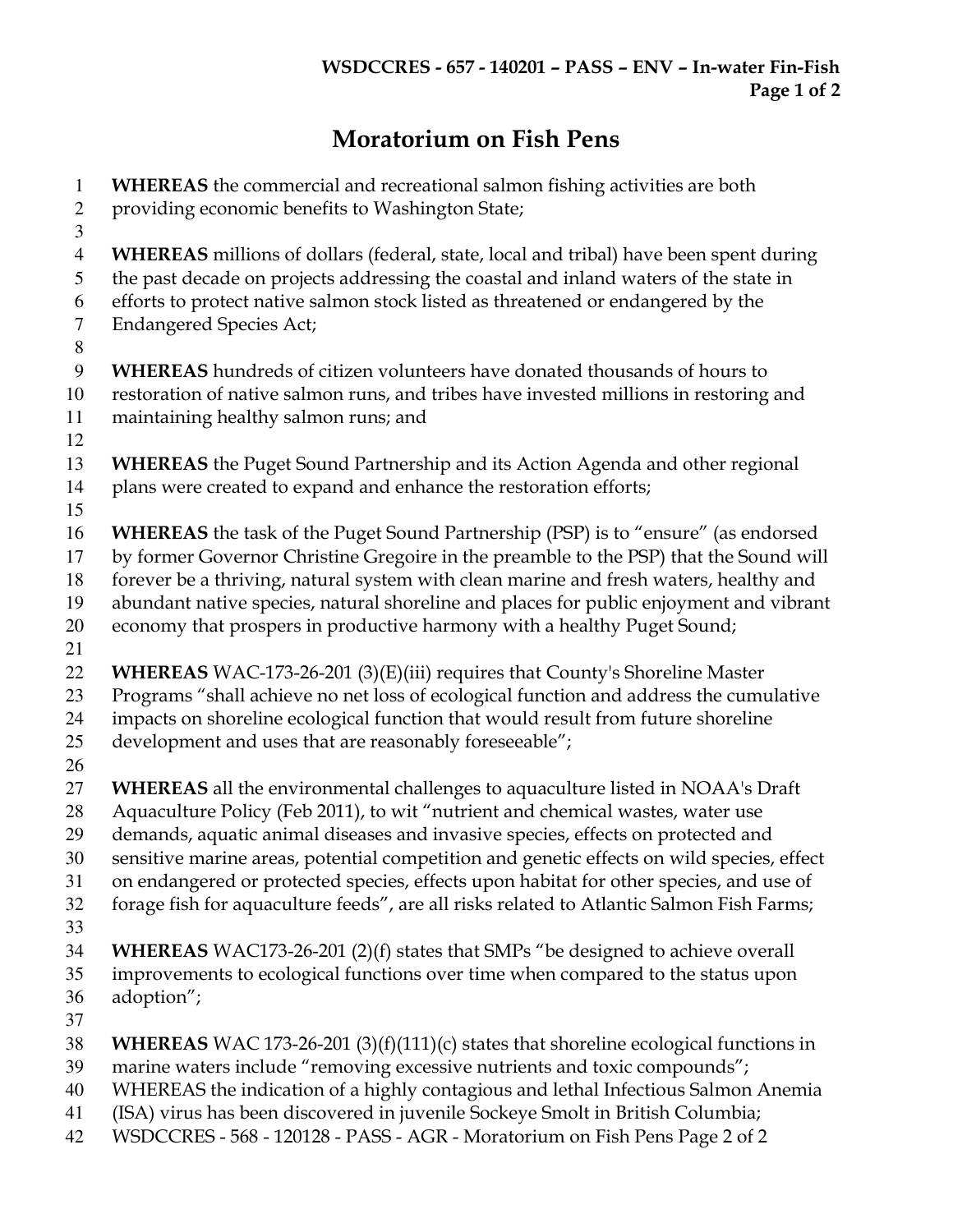# Moratorium on Fish Pens

**WHEREAS** the commercial and recreational salmon fishing activities are both providing economic benefits to Washington State;

**WHEREAS** millions of dollars (federal, state, local and tribal) have been spent during the past decade on projects addressing the coastal and inland waters of the state in efforts to protect native salmon stock listed as threatened or endangered by the Endangered Species Act;

**WHEREAS** hundreds of citizen volunteers have donated thousands of hours to restoration of native salmon runs, and tribes have invested millions in restoring and maintaining healthy salmon runs; and

**WHEREAS** the Puget Sound Partnership and its Action Agenda and other regional plans were created to expand and enhance the restoration efforts;

**WHEREAS** the task of the Puget Sound Partnership (PSP) is to "ensure" (as endorsed by former Governor Christine Gregoire in the preamble to the PSP) that the Sound will forever be a thriving, natural system with clean marine and fresh waters, healthy and abundant native species, natural shoreline and places for public enjoyment and vibrant economy that prospers in productive harmony with a healthy Puget Sound;

**WHEREAS** WAC-173-26-201 (3)(E)(iii) requires that County's Shoreline Master Programs "shall achieve no net loss of ecological function and address the cumulative impacts on shoreline ecological function that would result from future shoreline development and uses that are reasonably foreseeable";

**WHEREAS** all the environmental challenges to aquaculture listed in NOAA's Draft Aquaculture Policy (Feb 2011), to wit "nutrient and chemical wastes, water use demands, aquatic animal diseases and invasive species, effects on protected and sensitive marine areas, potential competition and genetic effects on wild species, effect on endangered or protected species, effects upon habitat for other species, and use of forage fish for aquaculture feeds", are all risks related to Atlantic Salmon Fish Farms;

**WHEREAS** WAC173-26-201 (2)(f) states that SMPs "be designed to achieve overall improvements to ecological functions over time when compared to the status upon adoption";

**WHEREAS** WAC 173-26-201 (3)(f)(111)(c) states that shoreline ecological functions in marine waters include "removing excessive nutrients and toxic compounds";

WHEREAS the indication of a highly contagious and lethal Infectious Salmon Anemia (ISA) virus has been discovered in juvenile Sockeye Smolt in British Columbia;

WSDCCRES - 568 - 120128 - PASS - AGR - Moratorium on Fish Pens Page 2 of 2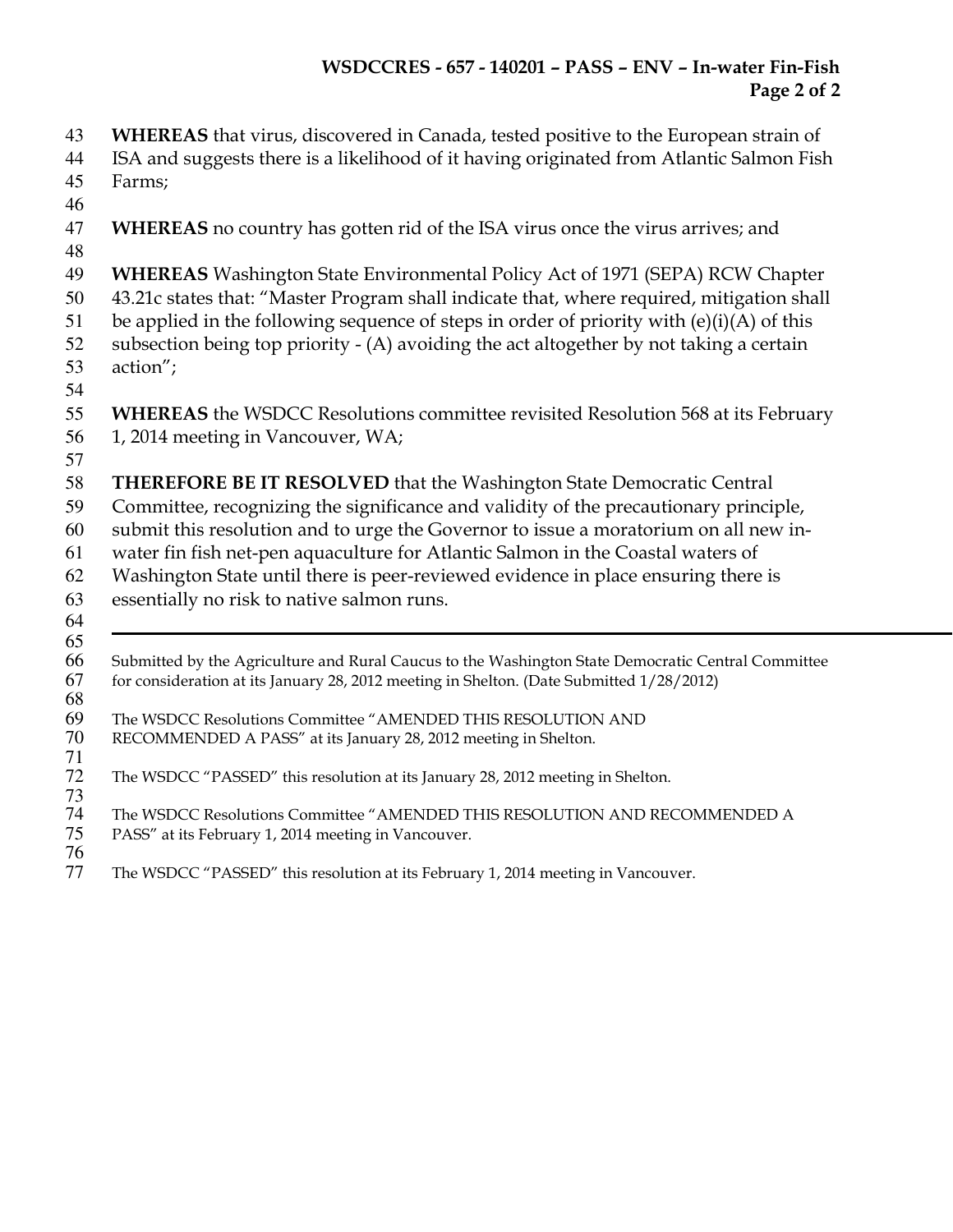**WHEREAS** that virus, discovered in Canada, tested positive to the European strain of ISA and suggests there is a likelihood of it having originated from Atlantic Salmon Fish Farms;

**WHEREAS** no country has gotten rid of the ISA virus once the virus arrives; and

**WHEREAS** Washington State Environmental Policy Act of 1971 (SEPA) RCW Chapter 43.21c states that: "Master Program shall indicate that, where required, mitigation shall be applied in the following sequence of steps in order of priority with (e)(i)(A) of this subsection being top priority - (A) avoiding the act altogether by not taking a certain action";

**WHEREAS** the WSDCC Resolutions committee revisited Resolution 568 at its February 1, 2014 meeting in Vancouver, WA;

**THEREFORE BE IT RESOLVED** that the Washington State Democratic Central Committee, recognizing the significance and validity of the precautionary principle, submit this resolution and to urge the Governor to issue a moratorium on all new in-water fin fish net-pen aquaculture for Atlantic Salmon in the Coastal waters of Washington State until there is peer-reviewed evidence in place ensuring there is essentially no risk to native salmon runs.

---

Submitted by the Agriculture and Rural Caucus to the Washington State Democratic Central Committee for consideration at its January 28, 2012 meeting in Shelton. (Date Submitted 1/28/2012)

The WSDCC Resolutions Committee "AMENDED THIS RESOLUTION AND RECOMMENDED A PASS" at its January 28, 2012 meeting in Shelton.

The WSDCC "PASSED" this resolution at its January 28, 2012 meeting in Shelton.

The WSDCC Resolutions Committee "AMENDED THIS RESOLUTION AND RECOMMENDED A PASS" at its February 1, 2014 meeting in Vancouver.

The WSDCC "PASSED" this resolution at its February 1, 2014 meeting in Vancouver.